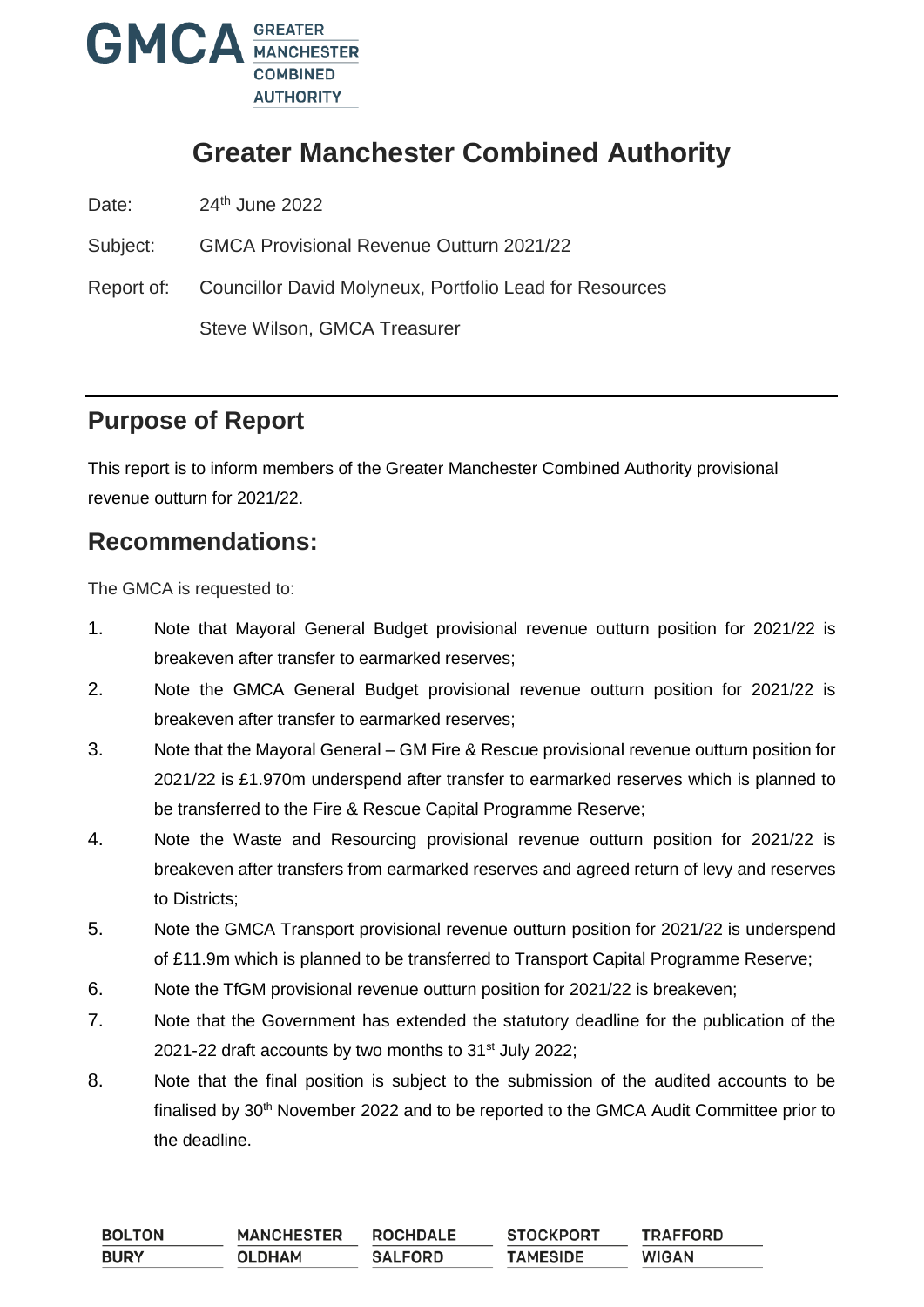# Greater Manchester Combined Authority

Date: 24th June 2022

Subject: GMCA Provisional Revenue Outturn 2021/22

Report of: Councillor David Molyneux, Portfolio Lead for Resources

Steve Wilson, GMCA Treasurer

## Purpose of Report

This report is to inform members of the Greater Manchester Combined Authority provisional revenue outturn for 2021/22.

## Recommendations:

The GMCA is requested to:

1. Note that Mayoral General Budget provisional revenue outturn position for 2021/22 is breakeven after transfer to earmarked reserves;
2. Note the GMCA General Budget provisional revenue outturn position for 2021/22 is breakeven after transfer to earmarked reserves;
3. Note that the Mayoral General – GM Fire & Rescue provisional revenue outturn position for 2021/22 is £1.970m underspend after transfer to earmarked reserves which is planned to be transferred to the Fire & Rescue Capital Programme Reserve;
4. Note the Waste and Resourcing provisional revenue outturn position for 2021/22 is breakeven after transfers from earmarked reserves and agreed return of levy and reserves to Districts;
5. Note the GMCA Transport provisional revenue outturn position for 2021/22 is underspend of £11.9m which is planned to be transferred to Transport Capital Programme Reserve;
6. Note the TfGM provisional revenue outturn position for 2021/22 is breakeven;
7. Note that the Government has extended the statutory deadline for the publication of the 2021-22 draft accounts by two months to 31st July 2022;
8. Note that the final position is subject to the submission of the audited accounts to be finalised by 30th November 2022 and to be reported to the GMCA Audit Committee prior to the deadline.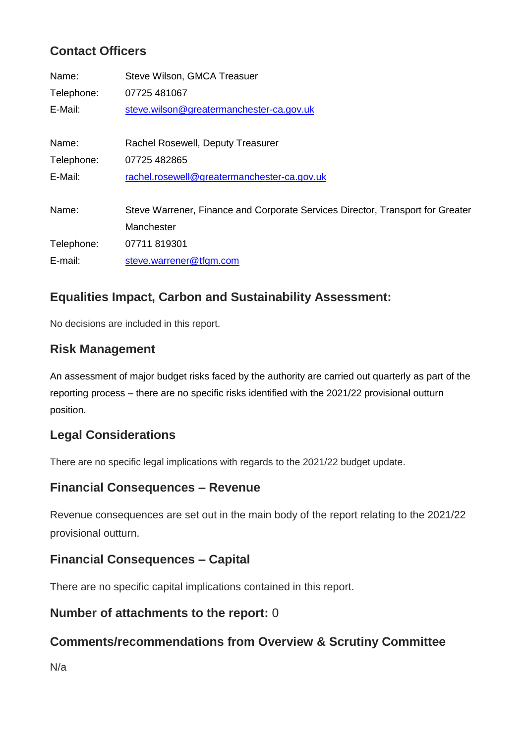## Contact Officers

Name: Steve Wilson, GMCA Treasuer
Telephone: 07725 481067
E-Mail: steve.wilson@greatermanchester-ca.gov.uk

Name: Rachel Rosewell, Deputy Treasurer
Telephone: 07725 482865
E-Mail: rachel.rosewell@greatermanchester-ca.gov.uk

Name: Steve Warrener, Finance and Corporate Services Director, Transport for Greater Manchester
Telephone: 07711 819301
E-mail: steve.warrener@tfgm.com

## Equalities Impact, Carbon and Sustainability Assessment:

No decisions are included in this report.

## Risk Management

An assessment of major budget risks faced by the authority are carried out quarterly as part of the reporting process – there are no specific risks identified with the 2021/22 provisional outturn position.

## Legal Considerations

There are no specific legal implications with regards to the 2021/22 budget update.

## Financial Consequences – Revenue

Revenue consequences are set out in the main body of the report relating to the 2021/22 provisional outturn.

## Financial Consequences – Capital

There are no specific capital implications contained in this report.

## Number of attachments to the report: 0

## Comments/recommendations from Overview & Scrutiny Committee

N/a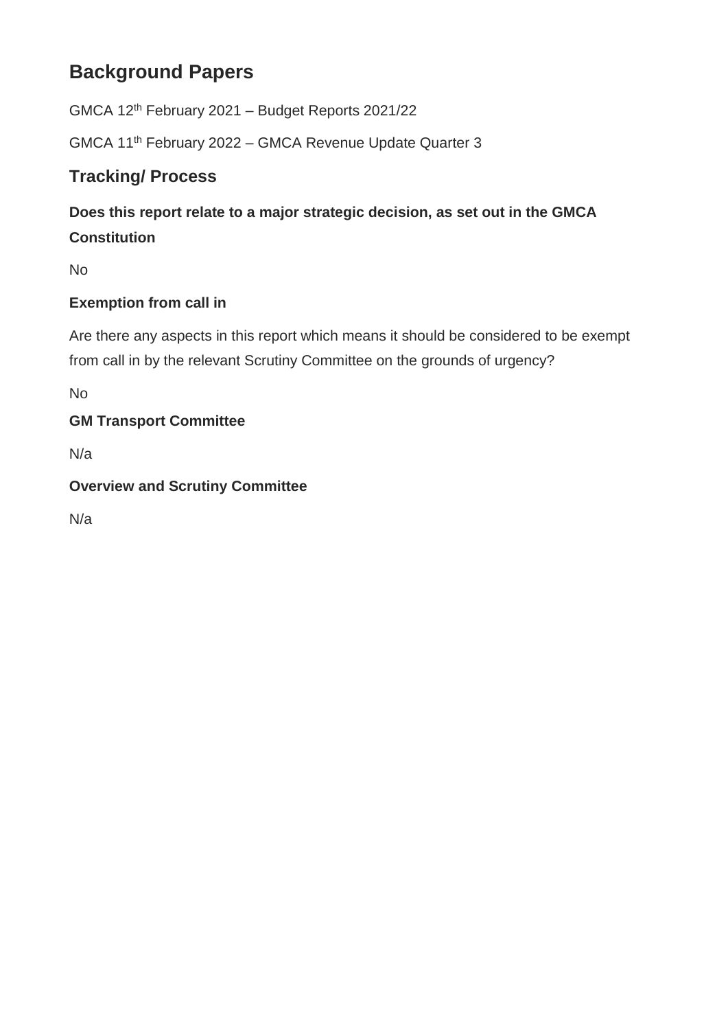## Background Papers

GMCA 12th February 2021 – Budget Reports 2021/22

GMCA 11th February 2022 – GMCA Revenue Update Quarter 3

## Tracking/ Process

**Does this report relate to a major strategic decision, as set out in the GMCA Constitution**

No

**Exemption from call in**

Are there any aspects in this report which means it should be considered to be exempt from call in by the relevant Scrutiny Committee on the grounds of urgency?

No

**GM Transport Committee**

N/a

**Overview and Scrutiny Committee**

N/a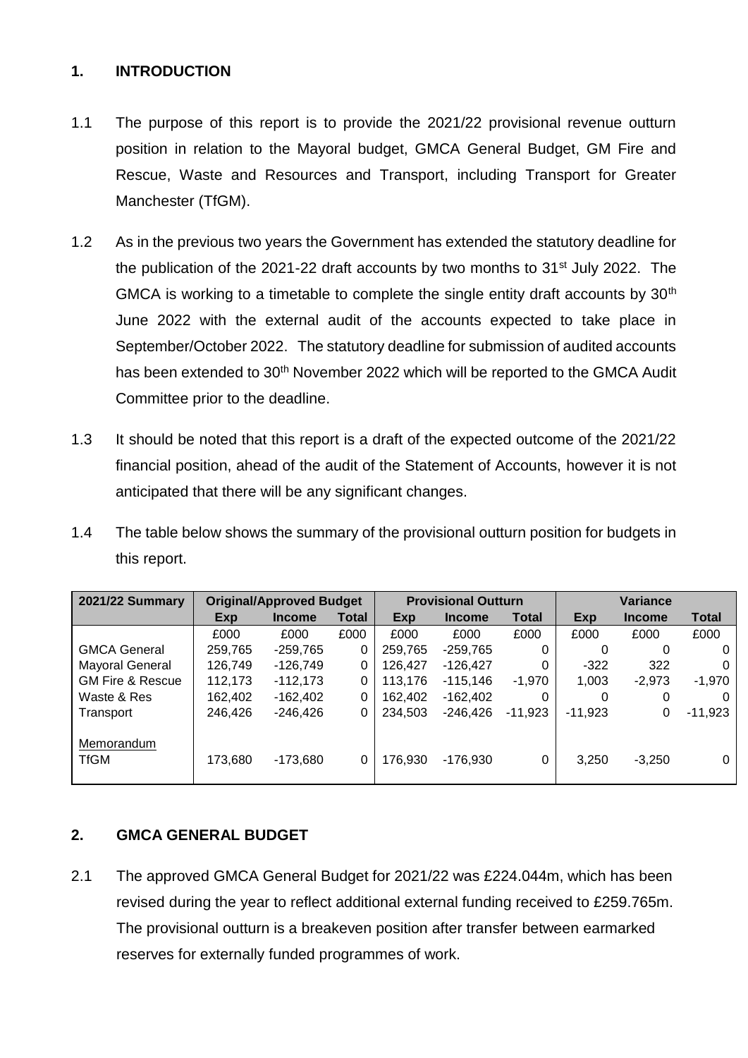## 1. INTRODUCTION

1.1 The purpose of this report is to provide the 2021/22 provisional revenue outturn position in relation to the Mayoral budget, GMCA General Budget, GM Fire and Rescue, Waste and Resources and Transport, including Transport for Greater Manchester (TfGM).

1.2 As in the previous two years the Government has extended the statutory deadline for the publication of the 2021-22 draft accounts by two months to 31st July 2022. The GMCA is working to a timetable to complete the single entity draft accounts by 30th June 2022 with the external audit of the accounts expected to take place in September/October 2022. The statutory deadline for submission of audited accounts has been extended to 30th November 2022 which will be reported to the GMCA Audit Committee prior to the deadline.

1.3 It should be noted that this report is a draft of the expected outcome of the 2021/22 financial position, ahead of the audit of the Statement of Accounts, however it is not anticipated that there will be any significant changes.

1.4 The table below shows the summary of the provisional outturn position for budgets in this report.

| 2021/22 Summary | Original/Approved Budget | | | Provisional Outturn | | | Variance | | |
|---|---|---|---|---|---|---|---|---|---|
| | Exp | Income | Total | Exp | Income | Total | Exp | Income | Total |
| | £000 | £000 | £000 | £000 | £000 | £000 | £000 | £000 | £000 |
| GMCA General | 259,765 | -259,765 | 0 | 259,765 | -259,765 | 0 | 0 | 0 | 0 |
| Mayoral General | 126,749 | -126,749 | 0 | 126,427 | -126,427 | 0 | -322 | 322 | 0 |
| GM Fire & Rescue | 112,173 | -112,173 | 0 | 113,176 | -115,146 | -1,970 | 1,003 | -2,973 | -1,970 |
| Waste & Res | 162,402 | -162,402 | 0 | 162,402 | -162,402 | 0 | 0 | 0 | 0 |
| Transport | 246,426 | -246,426 | 0 | 234,503 | -246,426 | -11,923 | -11,923 | 0 | -11,923 |
| Memorandum | | | | | | | | | |
| TfGM | 173,680 | -173,680 | 0 | 176,930 | -176,930 | 0 | 3,250 | -3,250 | 0 |

## 2. GMCA GENERAL BUDGET

2.1 The approved GMCA General Budget for 2021/22 was £224.044m, which has been revised during the year to reflect additional external funding received to £259.765m. The provisional outturn is a breakeven position after transfer between earmarked reserves for externally funded programmes of work.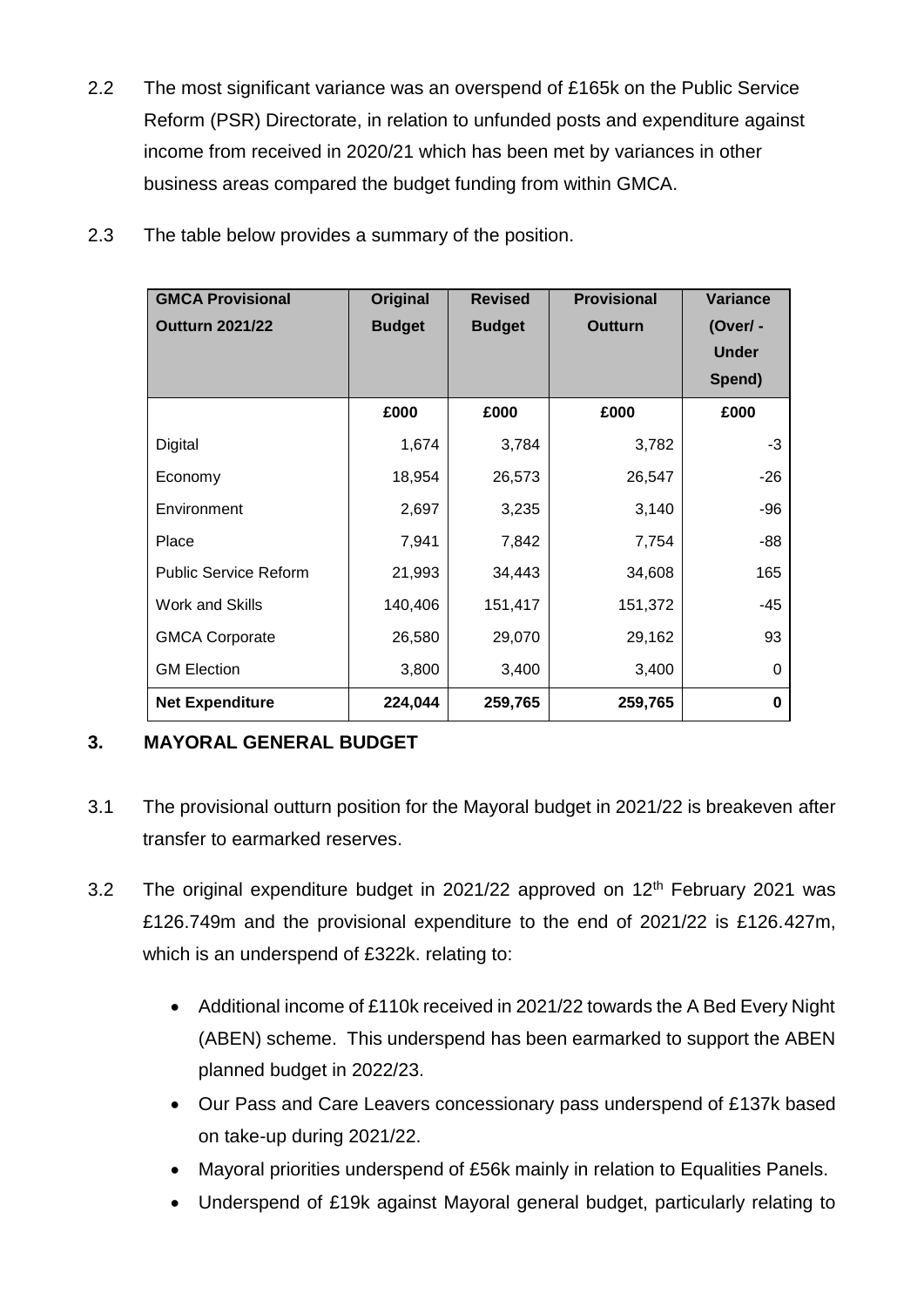2.2 The most significant variance was an overspend of £165k on the Public Service Reform (PSR) Directorate, in relation to unfunded posts and expenditure against income from received in 2020/21 which has been met by variances in other business areas compared the budget funding from within GMCA.

2.3 The table below provides a summary of the position.

| GMCA Provisional Outturn 2021/22 | Original Budget | Revised Budget | Provisional Outturn | Variance (Over/ - Under Spend) |
|---|---|---|---|---|
| | £000 | £000 | £000 | £000 |
| Digital | 1,674 | 3,784 | 3,782 | -3 |
| Economy | 18,954 | 26,573 | 26,547 | -26 |
| Environment | 2,697 | 3,235 | 3,140 | -96 |
| Place | 7,941 | 7,842 | 7,754 | -88 |
| Public Service Reform | 21,993 | 34,443 | 34,608 | 165 |
| Work and Skills | 140,406 | 151,417 | 151,372 | -45 |
| GMCA Corporate | 26,580 | 29,070 | 29,162 | 93 |
| GM Election | 3,800 | 3,400 | 3,400 | 0 |
| **Net Expenditure** | **224,044** | **259,765** | **259,765** | **0** |

## 3. MAYORAL GENERAL BUDGET

3.1 The provisional outturn position for the Mayoral budget in 2021/22 is breakeven after transfer to earmarked reserves.

3.2 The original expenditure budget in 2021/22 approved on 12th February 2021 was £126.749m and the provisional expenditure to the end of 2021/22 is £126.427m, which is an underspend of £322k. relating to:

- Additional income of £110k received in 2021/22 towards the A Bed Every Night (ABEN) scheme. This underspend has been earmarked to support the ABEN planned budget in 2022/23.
- Our Pass and Care Leavers concessionary pass underspend of £137k based on take-up during 2021/22.
- Mayoral priorities underspend of £56k mainly in relation to Equalities Panels.
- Underspend of £19k against Mayoral general budget, particularly relating to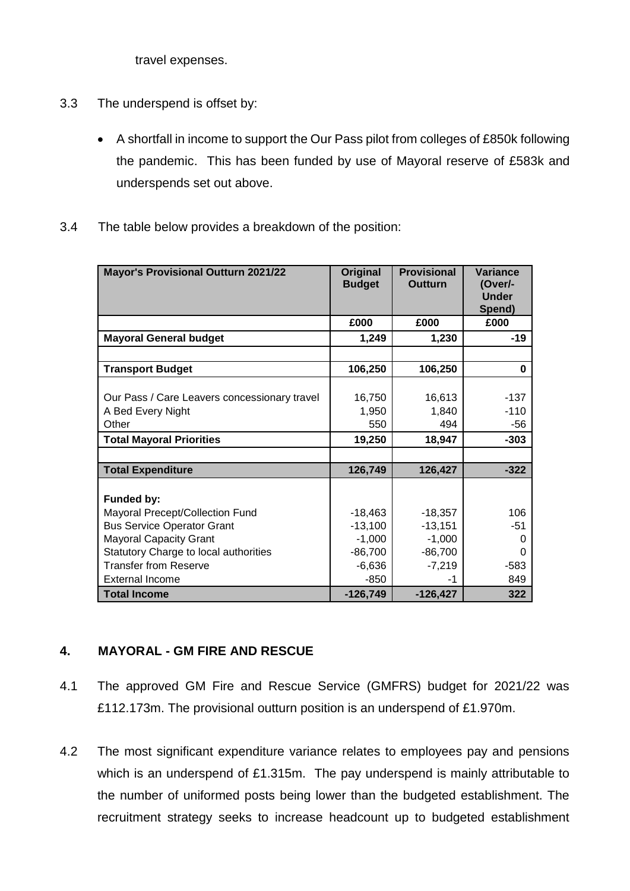travel expenses.

3.3 The underspend is offset by:

- A shortfall in income to support the Our Pass pilot from colleges of £850k following the pandemic. This has been funded by use of Mayoral reserve of £583k and underspends set out above.

3.4 The table below provides a breakdown of the position:

| Mayor's Provisional Outturn 2021/22 | Original Budget | Provisional Outturn | Variance (Over/-Under Spend) |
|---|---|---|---|
| | £000 | £000 | £000 |
| **Mayoral General budget** | **1,249** | **1,230** | **-19** |
| | | | |
| **Transport Budget** | **106,250** | **106,250** | **0** |
| | | | |
| Our Pass / Care Leavers concessionary travel | 16,750 | 16,613 | -137 |
| A Bed Every Night | 1,950 | 1,840 | -110 |
| Other | 550 | 494 | -56 |
| **Total Mayoral Priorities** | **19,250** | **18,947** | **-303** |
| | | | |
| **Total Expenditure** | **126,749** | **126,427** | **-322** |
| | | | |
| **Funded by:** | | | |
| Mayoral Precept/Collection Fund | -18,463 | -18,357 | 106 |
| Bus Service Operator Grant | -13,100 | -13,151 | -51 |
| Mayoral Capacity Grant | -1,000 | -1,000 | 0 |
| Statutory Charge to local authorities | -86,700 | -86,700 | 0 |
| Transfer from Reserve | -6,636 | -7,219 | -583 |
| External Income | -850 | -1 | 849 |
| **Total Income** | **-126,749** | **-126,427** | **322** |

## 4. MAYORAL - GM FIRE AND RESCUE

4.1 The approved GM Fire and Rescue Service (GMFRS) budget for 2021/22 was £112.173m. The provisional outturn position is an underspend of £1.970m.

4.2 The most significant expenditure variance relates to employees pay and pensions which is an underspend of £1.315m. The pay underspend is mainly attributable to the number of uniformed posts being lower than the budgeted establishment. The recruitment strategy seeks to increase headcount up to budgeted establishment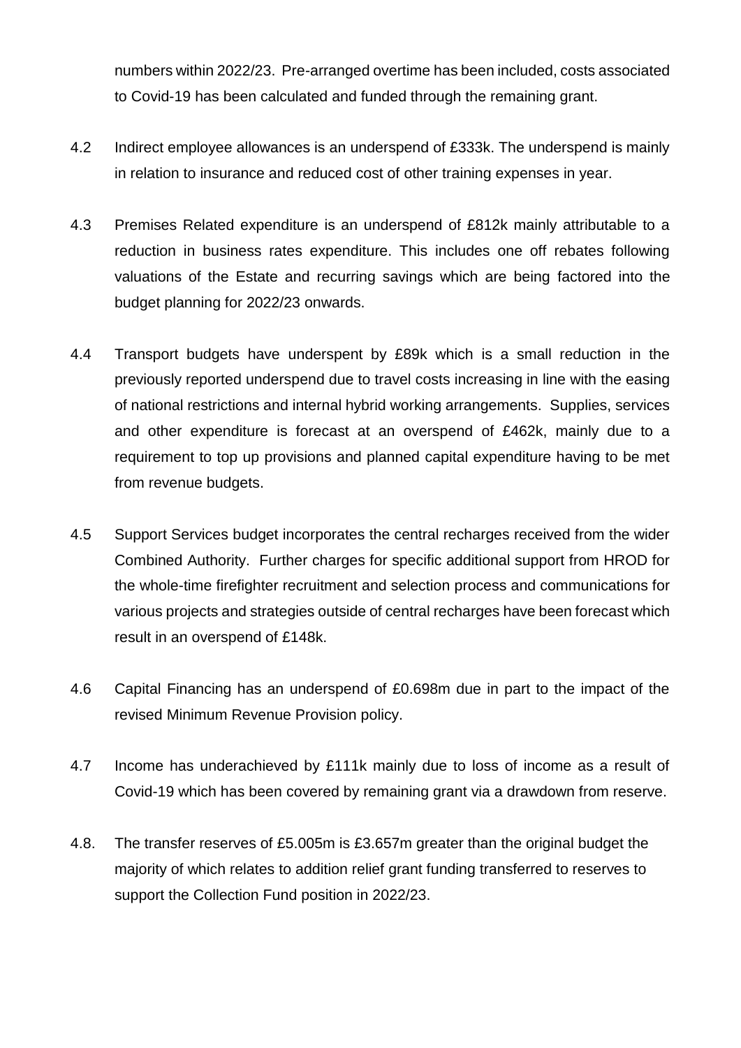numbers within 2022/23. Pre-arranged overtime has been included, costs associated to Covid-19 has been calculated and funded through the remaining grant.

4.2 Indirect employee allowances is an underspend of £333k. The underspend is mainly in relation to insurance and reduced cost of other training expenses in year.

4.3 Premises Related expenditure is an underspend of £812k mainly attributable to a reduction in business rates expenditure. This includes one off rebates following valuations of the Estate and recurring savings which are being factored into the budget planning for 2022/23 onwards.

4.4 Transport budgets have underspent by £89k which is a small reduction in the previously reported underspend due to travel costs increasing in line with the easing of national restrictions and internal hybrid working arrangements. Supplies, services and other expenditure is forecast at an overspend of £462k, mainly due to a requirement to top up provisions and planned capital expenditure having to be met from revenue budgets.

4.5 Support Services budget incorporates the central recharges received from the wider Combined Authority. Further charges for specific additional support from HROD for the whole-time firefighter recruitment and selection process and communications for various projects and strategies outside of central recharges have been forecast which result in an overspend of £148k.

4.6 Capital Financing has an underspend of £0.698m due in part to the impact of the revised Minimum Revenue Provision policy.

4.7 Income has underachieved by £111k mainly due to loss of income as a result of Covid-19 which has been covered by remaining grant via a drawdown from reserve.

4.8. The transfer reserves of £5.005m is £3.657m greater than the original budget the majority of which relates to addition relief grant funding transferred to reserves to support the Collection Fund position in 2022/23.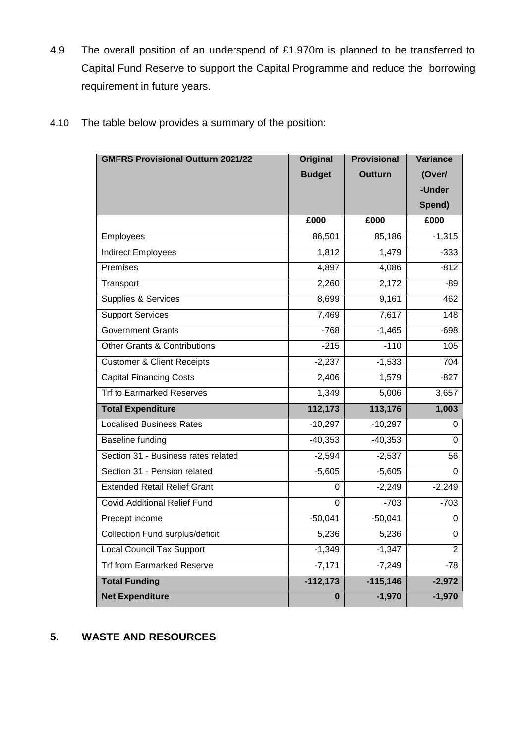4.9 The overall position of an underspend of £1.970m is planned to be transferred to Capital Fund Reserve to support the Capital Programme and reduce the borrowing requirement in future years.

4.10 The table below provides a summary of the position:

| GMFRS Provisional Outturn 2021/22 | Original Budget | Provisional Outturn | Variance (Over/ -Under Spend) |
|---|---|---|---|
| | £000 | £000 | £000 |
| Employees | 86,501 | 85,186 | -1,315 |
| Indirect Employees | 1,812 | 1,479 | -333 |
| Premises | 4,897 | 4,086 | -812 |
| Transport | 2,260 | 2,172 | -89 |
| Supplies & Services | 8,699 | 9,161 | 462 |
| Support Services | 7,469 | 7,617 | 148 |
| Government Grants | -768 | -1,465 | -698 |
| Other Grants & Contributions | -215 | -110 | 105 |
| Customer & Client Receipts | -2,237 | -1,533 | 704 |
| Capital Financing Costs | 2,406 | 1,579 | -827 |
| Trf to Earmarked Reserves | 1,349 | 5,006 | 3,657 |
| **Total Expenditure** | **112,173** | **113,176** | **1,003** |
| Localised Business Rates | -10,297 | -10,297 | 0 |
| Baseline funding | -40,353 | -40,353 | 0 |
| Section 31 - Business rates related | -2,594 | -2,537 | 56 |
| Section 31 - Pension related | -5,605 | -5,605 | 0 |
| Extended Retail Relief Grant | 0 | -2,249 | -2,249 |
| Covid Additional Relief Fund | 0 | -703 | -703 |
| Precept income | -50,041 | -50,041 | 0 |
| Collection Fund surplus/deficit | 5,236 | 5,236 | 0 |
| Local Council Tax Support | -1,349 | -1,347 | 2 |
| Trf from Earmarked Reserve | -7,171 | -7,249 | -78 |
| **Total Funding** | **-112,173** | **-115,146** | **-2,972** |
| **Net Expenditure** | **0** | **-1,970** | **-1,970** |

## 5. WASTE AND RESOURCES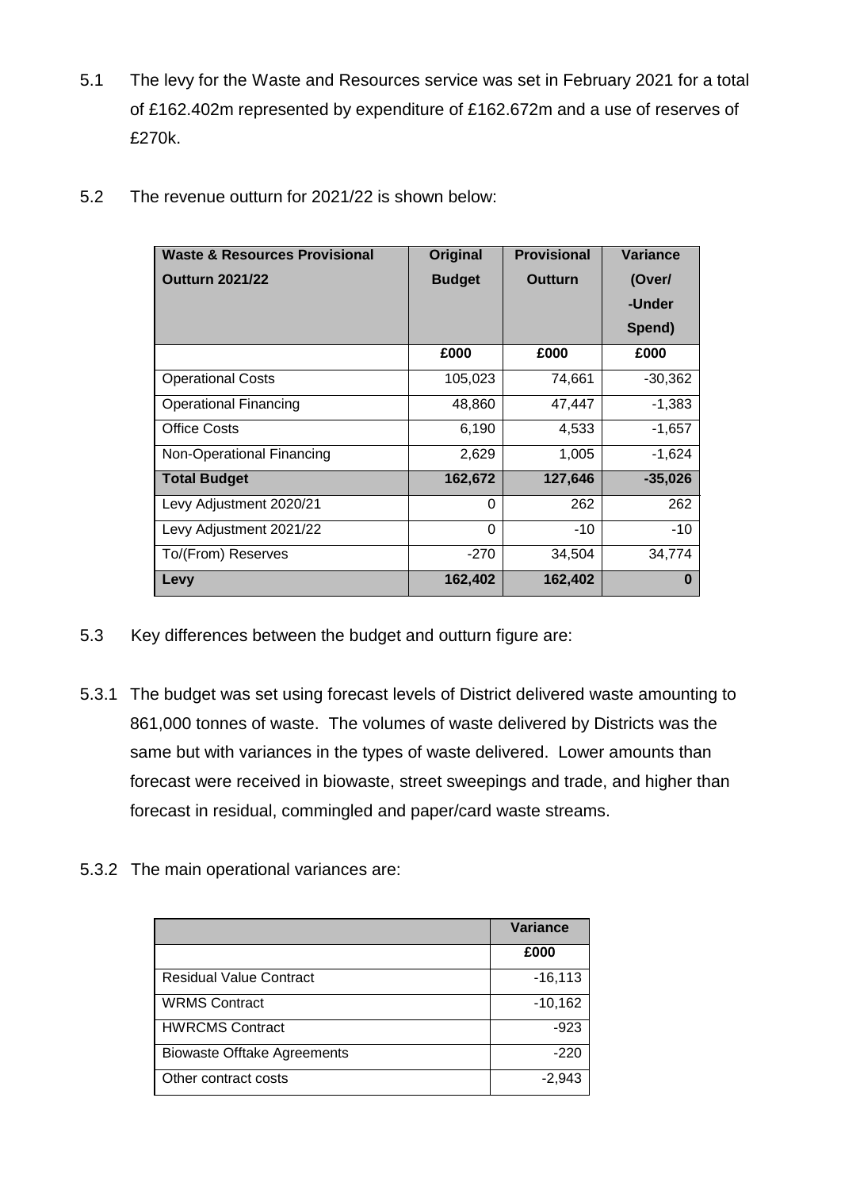5.1 The levy for the Waste and Resources service was set in February 2021 for a total of £162.402m represented by expenditure of £162.672m and a use of reserves of £270k.

5.2 The revenue outturn for 2021/22 is shown below:

| Waste & Resources Provisional Outturn 2021/22 | Original Budget | Provisional Outturn | Variance (Over/ -Under Spend) |
|---|---|---|---|
| | £000 | £000 | £000 |
| Operational Costs | 105,023 | 74,661 | -30,362 |
| Operational Financing | 48,860 | 47,447 | -1,383 |
| Office Costs | 6,190 | 4,533 | -1,657 |
| Non-Operational Financing | 2,629 | 1,005 | -1,624 |
| **Total Budget** | **162,672** | **127,646** | **-35,026** |
| Levy Adjustment 2020/21 | 0 | 262 | 262 |
| Levy Adjustment 2021/22 | 0 | -10 | -10 |
| To/(From) Reserves | -270 | 34,504 | 34,774 |
| **Levy** | **162,402** | **162,402** | **0** |

5.3 Key differences between the budget and outturn figure are:

5.3.1 The budget was set using forecast levels of District delivered waste amounting to 861,000 tonnes of waste. The volumes of waste delivered by Districts was the same but with variances in the types of waste delivered. Lower amounts than forecast were received in biowaste, street sweepings and trade, and higher than forecast in residual, commingled and paper/card waste streams.

5.3.2 The main operational variances are:

| | Variance |
|---|---|
| | £000 |
| Residual Value Contract | -16,113 |
| WRMS Contract | -10,162 |
| HWRCMS Contract | -923 |
| Biowaste Offtake Agreements | -220 |
| Other contract costs | -2,943 |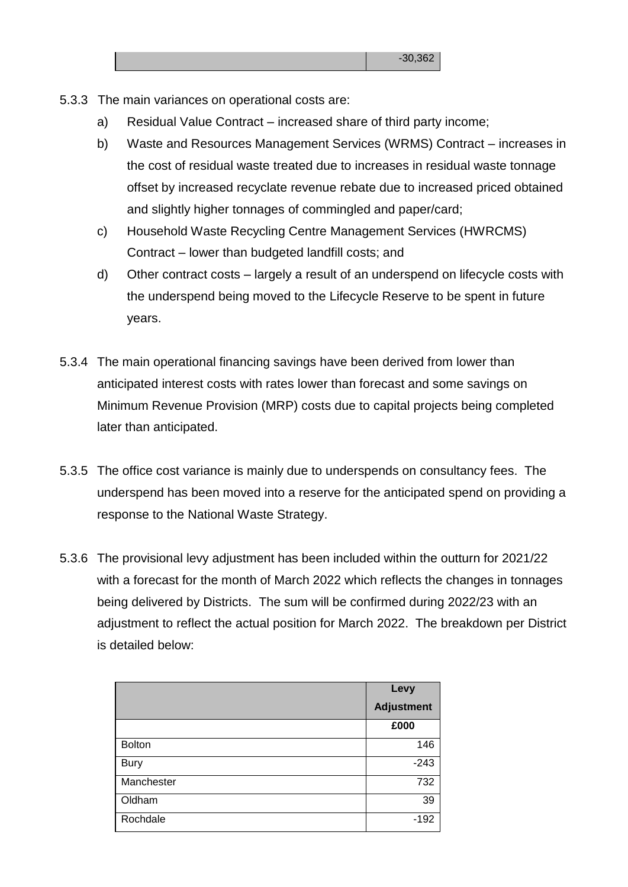| | -30,362 |
|---|---|

5.3.3 The main variances on operational costs are:

a) Residual Value Contract – increased share of third party income;

b) Waste and Resources Management Services (WRMS) Contract – increases in the cost of residual waste treated due to increases in residual waste tonnage offset by increased recyclate revenue rebate due to increased priced obtained and slightly higher tonnages of commingled and paper/card;

c) Household Waste Recycling Centre Management Services (HWRCMS) Contract – lower than budgeted landfill costs; and

d) Other contract costs – largely a result of an underspend on lifecycle costs with the underspend being moved to the Lifecycle Reserve to be spent in future years.

5.3.4 The main operational financing savings have been derived from lower than anticipated interest costs with rates lower than forecast and some savings on Minimum Revenue Provision (MRP) costs due to capital projects being completed later than anticipated.

5.3.5 The office cost variance is mainly due to underspends on consultancy fees. The underspend has been moved into a reserve for the anticipated spend on providing a response to the National Waste Strategy.

5.3.6 The provisional levy adjustment has been included within the outturn for 2021/22 with a forecast for the month of March 2022 which reflects the changes in tonnages being delivered by Districts. The sum will be confirmed during 2022/23 with an adjustment to reflect the actual position for March 2022. The breakdown per District is detailed below:

| | **Levy Adjustment** |
|---|---|
| | **£000** |
| Bolton | 146 |
| Bury | -243 |
| Manchester | 732 |
| Oldham | 39 |
| Rochdale | -192 |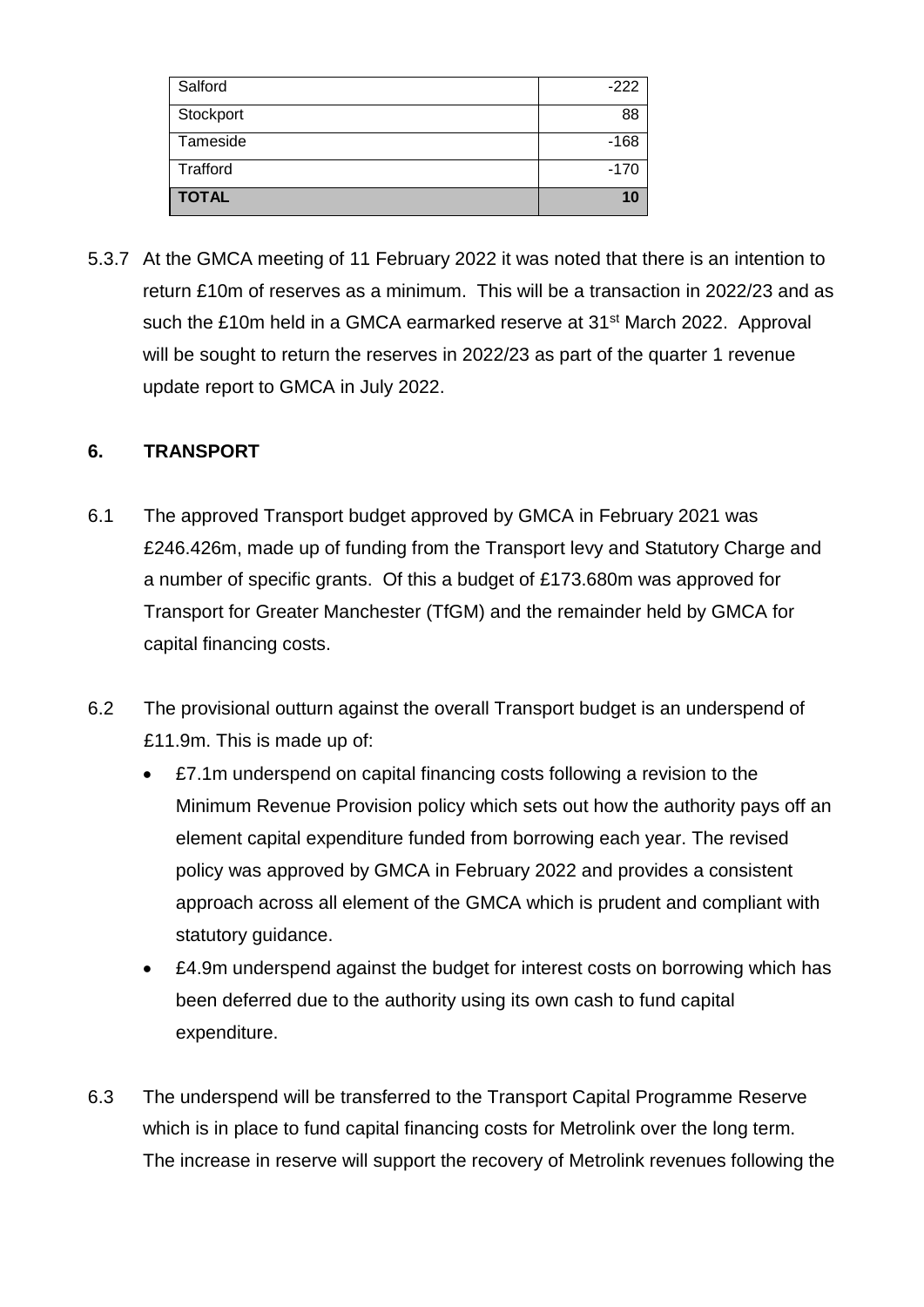| Salford | -222 |
|---|---|
| Stockport | 88 |
| Tameside | -168 |
| Trafford | -170 |
| **TOTAL** | **10** |

5.3.7 At the GMCA meeting of 11 February 2022 it was noted that there is an intention to return £10m of reserves as a minimum. This will be a transaction in 2022/23 and as such the £10m held in a GMCA earmarked reserve at 31st March 2022. Approval will be sought to return the reserves in 2022/23 as part of the quarter 1 revenue update report to GMCA in July 2022.

## 6. TRANSPORT

6.1 The approved Transport budget approved by GMCA in February 2021 was £246.426m, made up of funding from the Transport levy and Statutory Charge and a number of specific grants. Of this a budget of £173.680m was approved for Transport for Greater Manchester (TfGM) and the remainder held by GMCA for capital financing costs.

6.2 The provisional outturn against the overall Transport budget is an underspend of £11.9m. This is made up of:

- £7.1m underspend on capital financing costs following a revision to the Minimum Revenue Provision policy which sets out how the authority pays off an element capital expenditure funded from borrowing each year. The revised policy was approved by GMCA in February 2022 and provides a consistent approach across all element of the GMCA which is prudent and compliant with statutory guidance.
- £4.9m underspend against the budget for interest costs on borrowing which has been deferred due to the authority using its own cash to fund capital expenditure.

6.3 The underspend will be transferred to the Transport Capital Programme Reserve which is in place to fund capital financing costs for Metrolink over the long term. The increase in reserve will support the recovery of Metrolink revenues following the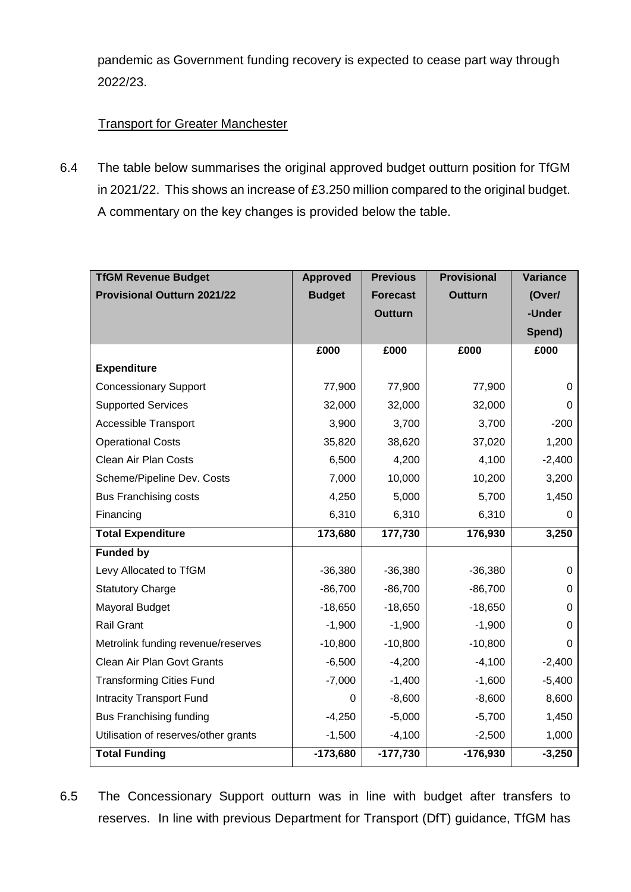pandemic as Government funding recovery is expected to cease part way through 2022/23.

Transport for Greater Manchester

6.4 The table below summarises the original approved budget outturn position for TfGM in 2021/22. This shows an increase of £3.250 million compared to the original budget. A commentary on the key changes is provided below the table.

| TfGM Revenue Budget Provisional Outturn 2021/22 | Approved Budget | Previous Forecast Outturn | Provisional Outturn | Variance (Over/ -Under Spend) |
|---|---|---|---|---|
| | £000 | £000 | £000 | £000 |
| **Expenditure** | | | | |
| Concessionary Support | 77,900 | 77,900 | 77,900 | 0 |
| Supported Services | 32,000 | 32,000 | 32,000 | 0 |
| Accessible Transport | 3,900 | 3,700 | 3,700 | -200 |
| Operational Costs | 35,820 | 38,620 | 37,020 | 1,200 |
| Clean Air Plan Costs | 6,500 | 4,200 | 4,100 | -2,400 |
| Scheme/Pipeline Dev. Costs | 7,000 | 10,000 | 10,200 | 3,200 |
| Bus Franchising costs | 4,250 | 5,000 | 5,700 | 1,450 |
| Financing | 6,310 | 6,310 | 6,310 | 0 |
| **Total Expenditure** | **173,680** | **177,730** | **176,930** | **3,250** |
| **Funded by** | | | | |
| Levy Allocated to TfGM | -36,380 | -36,380 | -36,380 | 0 |
| Statutory Charge | -86,700 | -86,700 | -86,700 | 0 |
| Mayoral Budget | -18,650 | -18,650 | -18,650 | 0 |
| Rail Grant | -1,900 | -1,900 | -1,900 | 0 |
| Metrolink funding revenue/reserves | -10,800 | -10,800 | -10,800 | 0 |
| Clean Air Plan Govt Grants | -6,500 | -4,200 | -4,100 | -2,400 |
| Transforming Cities Fund | -7,000 | -1,400 | -1,600 | -5,400 |
| Intracity Transport Fund | 0 | -8,600 | -8,600 | 8,600 |
| Bus Franchising funding | -4,250 | -5,000 | -5,700 | 1,450 |
| Utilisation of reserves/other grants | -1,500 | -4,100 | -2,500 | 1,000 |
| **Total Funding** | **-173,680** | **-177,730** | **-176,930** | **-3,250** |

6.5 The Concessionary Support outturn was in line with budget after transfers to reserves. In line with previous Department for Transport (DfT) guidance, TfGM has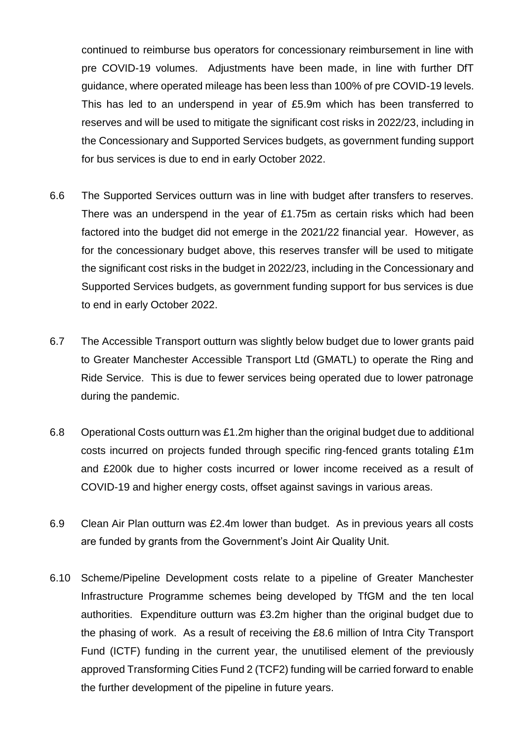continued to reimburse bus operators for concessionary reimbursement in line with pre COVID-19 volumes. Adjustments have been made, in line with further DfT guidance, where operated mileage has been less than 100% of pre COVID-19 levels. This has led to an underspend in year of £5.9m which has been transferred to reserves and will be used to mitigate the significant cost risks in 2022/23, including in the Concessionary and Supported Services budgets, as government funding support for bus services is due to end in early October 2022.

6.6 The Supported Services outturn was in line with budget after transfers to reserves. There was an underspend in the year of £1.75m as certain risks which had been factored into the budget did not emerge in the 2021/22 financial year. However, as for the concessionary budget above, this reserves transfer will be used to mitigate the significant cost risks in the budget in 2022/23, including in the Concessionary and Supported Services budgets, as government funding support for bus services is due to end in early October 2022.

6.7 The Accessible Transport outturn was slightly below budget due to lower grants paid to Greater Manchester Accessible Transport Ltd (GMATL) to operate the Ring and Ride Service. This is due to fewer services being operated due to lower patronage during the pandemic.

6.8 Operational Costs outturn was £1.2m higher than the original budget due to additional costs incurred on projects funded through specific ring-fenced grants totaling £1m and £200k due to higher costs incurred or lower income received as a result of COVID-19 and higher energy costs, offset against savings in various areas.

6.9 Clean Air Plan outturn was £2.4m lower than budget. As in previous years all costs are funded by grants from the Government's Joint Air Quality Unit.

6.10 Scheme/Pipeline Development costs relate to a pipeline of Greater Manchester Infrastructure Programme schemes being developed by TfGM and the ten local authorities. Expenditure outturn was £3.2m higher than the original budget due to the phasing of work. As a result of receiving the £8.6 million of Intra City Transport Fund (ICTF) funding in the current year, the unutilised element of the previously approved Transforming Cities Fund 2 (TCF2) funding will be carried forward to enable the further development of the pipeline in future years.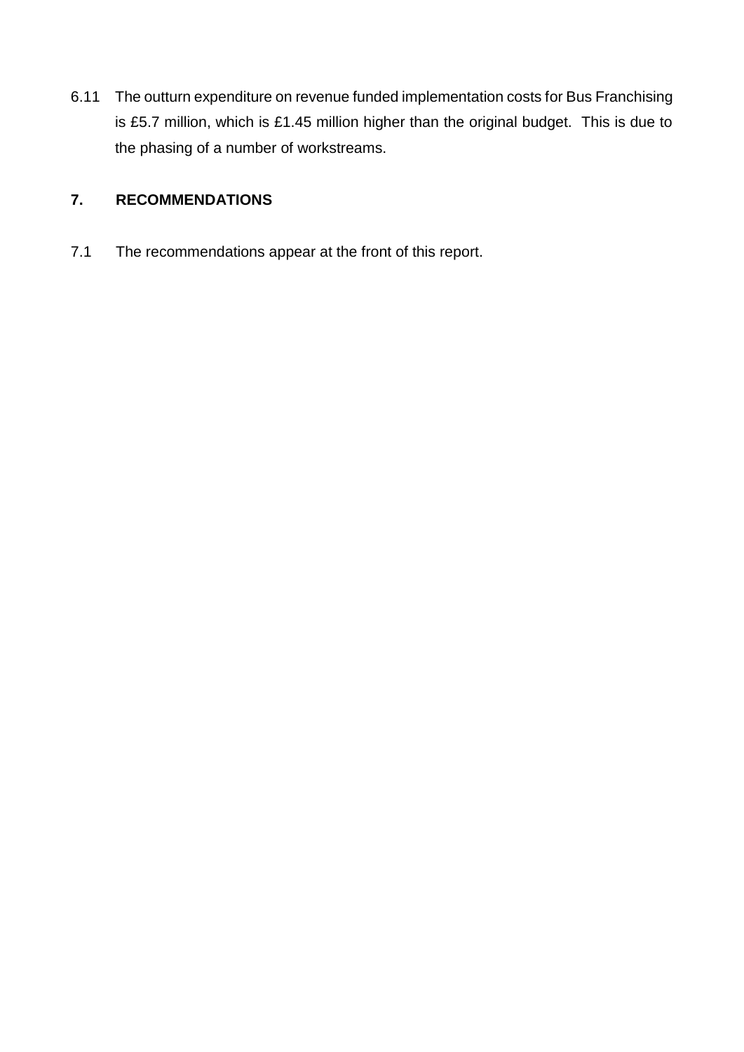6.11 The outturn expenditure on revenue funded implementation costs for Bus Franchising is £5.7 million, which is £1.45 million higher than the original budget. This is due to the phasing of a number of workstreams.

## 7. RECOMMENDATIONS

7.1 The recommendations appear at the front of this report.